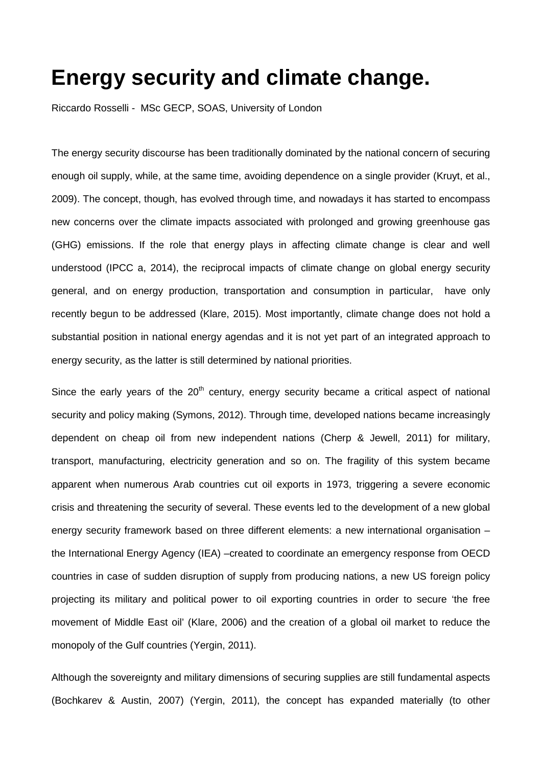# Energy security and climate change.

Riccardo Rosselli - MSc GECP, SOAS, University of London

The energy security discourse has been traditionally dominated by the national concern of securing enough oil supply, while, at the same time, avoiding dependence on a single provider (Kruyt, et al., 2009). The concept, though, has evolved through time, and nowadays it has started to encompass new concerns over the climate impacts associated with prolonged and growing greenhouse gas (GHG) emissions. If the role that energy plays in affecting climate change is clear and well understood (IPCC a, 2014), the reciprocal impacts of climate change on global energy security general, and on energy production, transportation and consumption in particular, have only recently begun to be addressed (Klare, 2015). Most importantly, climate change does not hold a substantial position in national energy agendas and it is not yet part of an integrated approach to energy security, as the latter is still determined by national priorities.

Since the early years of the 20th century, energy security became a critical aspect of national security and policy making (Symons, 2012). Through time, developed nations became increasingly dependent on cheap oil from new independent nations (Cherp & Jewell, 2011) for military, transport, manufacturing, electricity generation and so on. The fragility of this system became apparent when numerous Arab countries cut oil exports in 1973, triggering a severe economic crisis and threatening the security of several. These events led to the development of a new global energy security framework based on three different elements: a new international organisation – the International Energy Agency (IEA) –created to coordinate an emergency response from OECD countries in case of sudden disruption of supply from producing nations, a new US foreign policy projecting its military and political power to oil exporting countries in order to secure 'the free movement of Middle East oil' (Klare, 2006) and the creation of a global oil market to reduce the monopoly of the Gulf countries (Yergin, 2011).

Although the sovereignty and military dimensions of securing supplies are still fundamental aspects (Bochkarev & Austin, 2007) (Yergin, 2011), the concept has expanded materially (to other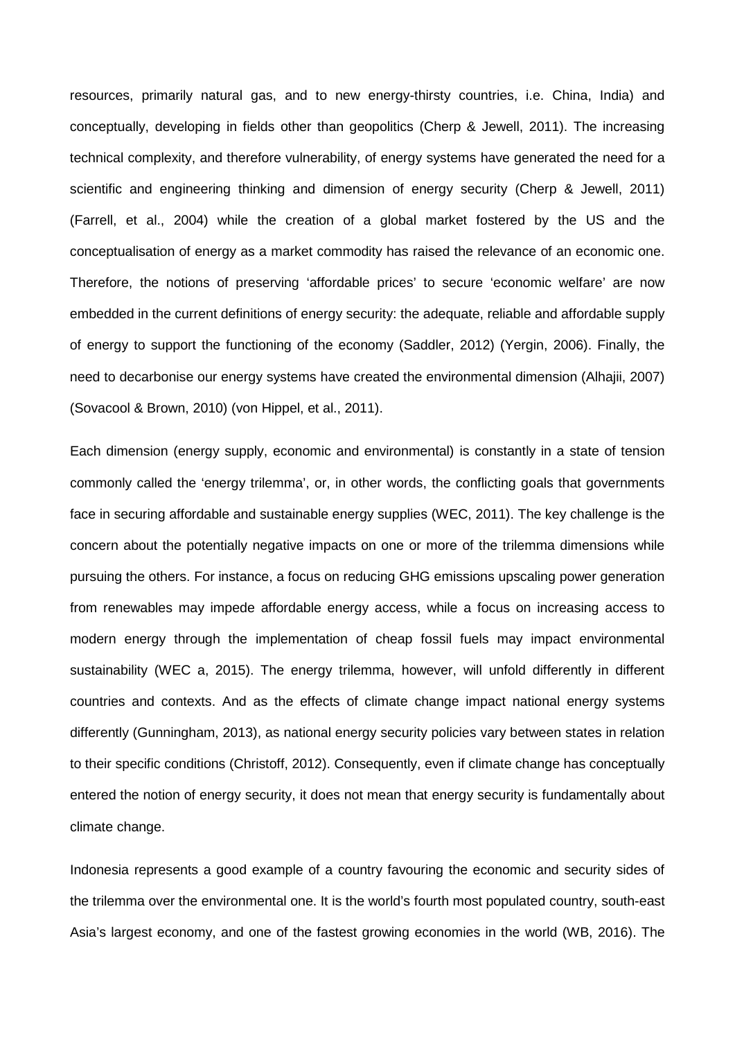resources, primarily natural gas, and to new energy-thirsty countries, i.e. China, India) and conceptually, developing in fields other than geopolitics (Cherp & Jewell, 2011). The increasing technical complexity, and therefore vulnerability, of energy systems have generated the need for a scientific and engineering thinking and dimension of energy security (Cherp & Jewell, 2011) (Farrell, et al., 2004) while the creation of a global market fostered by the US and the conceptualisation of energy as a market commodity has raised the relevance of an economic one. Therefore, the notions of preserving 'affordable prices' to secure 'economic welfare' are now embedded in the current definitions of energy security: the adequate, reliable and affordable supply of energy to support the functioning of the economy (Saddler, 2012) (Yergin, 2006). Finally, the need to decarbonise our energy systems have created the environmental dimension (Alhajii, 2007) (Sovacool & Brown, 2010) (von Hippel, et al., 2011).

Each dimension (energy supply, economic and environmental) is constantly in a state of tension commonly called the 'energy trilemma', or, in other words, the conflicting goals that governments face in securing affordable and sustainable energy supplies (WEC, 2011). The key challenge is the concern about the potentially negative impacts on one or more of the trilemma dimensions while pursuing the others. For instance, a focus on reducing GHG emissions upscaling power generation from renewables may impede affordable energy access, while a focus on increasing access to modern energy through the implementation of cheap fossil fuels may impact environmental sustainability (WEC a, 2015). The energy trilemma, however, will unfold differently in different countries and contexts. And as the effects of climate change impact national energy systems differently (Gunningham, 2013), as national energy security policies vary between states in relation to their specific conditions (Christoff, 2012). Consequently, even if climate change has conceptually entered the notion of energy security, it does not mean that energy security is fundamentally about climate change.

Indonesia represents a good example of a country favouring the economic and security sides of the trilemma over the environmental one. It is the world's fourth most populated country, south-east Asia's largest economy, and one of the fastest growing economies in the world (WB, 2016). The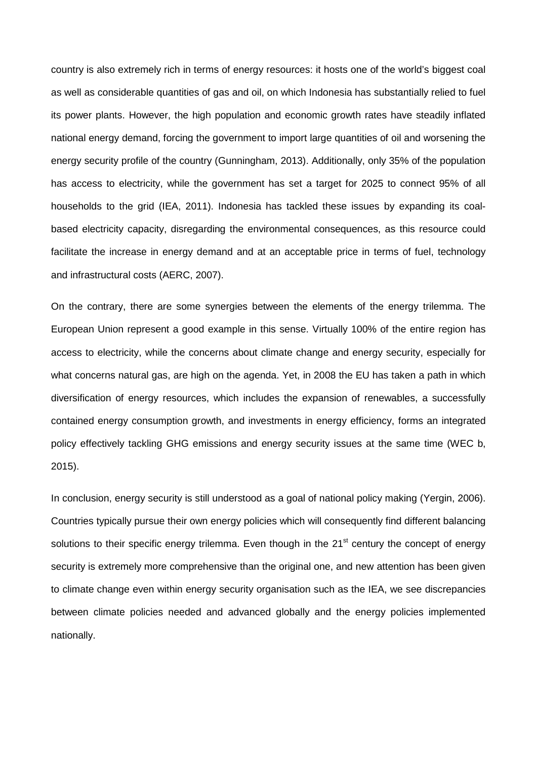country is also extremely rich in terms of energy resources: it hosts one of the world's biggest coal as well as considerable quantities of gas and oil, on which Indonesia has substantially relied to fuel its power plants. However, the high population and economic growth rates have steadily inflated national energy demand, forcing the government to import large quantities of oil and worsening the energy security profile of the country (Gunningham, 2013). Additionally, only 35% of the population has access to electricity, while the government has set a target for 2025 to connect 95% of all households to the grid (IEA, 2011). Indonesia has tackled these issues by expanding its coal-based electricity capacity, disregarding the environmental consequences, as this resource could facilitate the increase in energy demand and at an acceptable price in terms of fuel, technology and infrastructural costs (AERC, 2007).

On the contrary, there are some synergies between the elements of the energy trilemma. The European Union represent a good example in this sense. Virtually 100% of the entire region has access to electricity, while the concerns about climate change and energy security, especially for what concerns natural gas, are high on the agenda. Yet, in 2008 the EU has taken a path in which diversification of energy resources, which includes the expansion of renewables, a successfully contained energy consumption growth, and investments in energy efficiency, forms an integrated policy effectively tackling GHG emissions and energy security issues at the same time (WEC b, 2015).

In conclusion, energy security is still understood as a goal of national policy making (Yergin, 2006). Countries typically pursue their own energy policies which will consequently find different balancing solutions to their specific energy trilemma. Even though in the 21st century the concept of energy security is extremely more comprehensive than the original one, and new attention has been given to climate change even within energy security organisation such as the IEA, we see discrepancies between climate policies needed and advanced globally and the energy policies implemented nationally.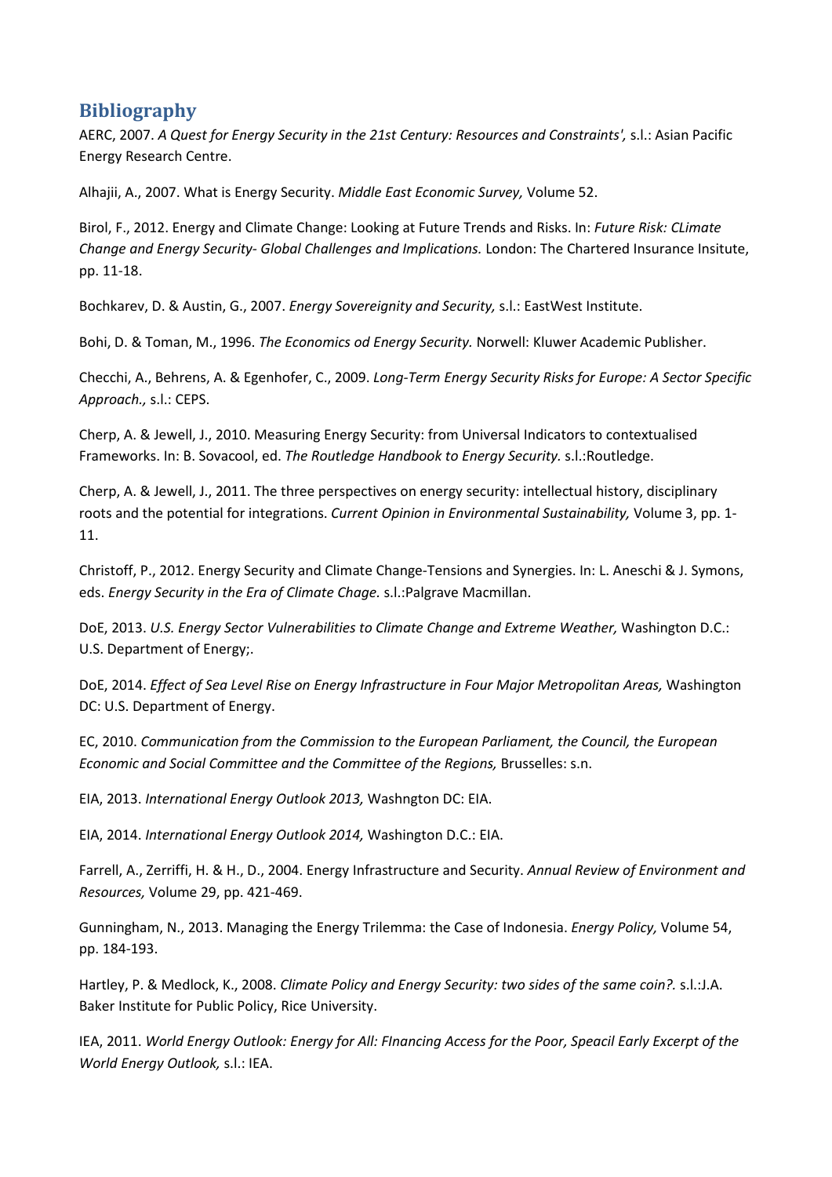## Bibliography

AERC, 2007. *A Quest for Energy Security in the 21st Century: Resources and Constraints',* s.l.: Asian Pacific Energy Research Centre.

Alhajii, A., 2007. What is Energy Security. *Middle East Economic Survey,* Volume 52.

Birol, F., 2012. Energy and Climate Change: Looking at Future Trends and Risks. In: *Future Risk: CLimate Change and Energy Security- Global Challenges and Implications.* London: The Chartered Insurance Insitute, pp. 11-18.

Bochkarev, D. & Austin, G., 2007. *Energy Sovereignity and Security,* s.l.: EastWest Institute.

Bohi, D. & Toman, M., 1996. *The Economics od Energy Security.* Norwell: Kluwer Academic Publisher.

Checchi, A., Behrens, A. & Egenhofer, C., 2009. *Long-Term Energy Security Risks for Europe: A Sector Specific Approach.,* s.l.: CEPS.

Cherp, A. & Jewell, J., 2010. Measuring Energy Security: from Universal Indicators to contextualised Frameworks. In: B. Sovacool, ed. *The Routledge Handbook to Energy Security.* s.l.:Routledge.

Cherp, A. & Jewell, J., 2011. The three perspectives on energy security: intellectual history, disciplinary roots and the potential for integrations. *Current Opinion in Environmental Sustainability,* Volume 3, pp. 1-11.

Christoff, P., 2012. Energy Security and Climate Change-Tensions and Synergies. In: L. Aneschi & J. Symons, eds. *Energy Security in the Era of Climate Chage.* s.l.:Palgrave Macmillan.

DoE, 2013. *U.S. Energy Sector Vulnerabilities to Climate Change and Extreme Weather,* Washington D.C.: U.S. Department of Energy;.

DoE, 2014. *Effect of Sea Level Rise on Energy Infrastructure in Four Major Metropolitan Areas,* Washington DC: U.S. Department of Energy.

EC, 2010. *Communication from the Commission to the European Parliament, the Council, the European Economic and Social Committee and the Committee of the Regions,* Brusselles: s.n.

EIA, 2013. *International Energy Outlook 2013,* Washngton DC: EIA.

EIA, 2014. *International Energy Outlook 2014,* Washington D.C.: EIA.

Farrell, A., Zerriffi, H. & H., D., 2004. Energy Infrastructure and Security. *Annual Review of Environment and Resources,* Volume 29, pp. 421-469.

Gunningham, N., 2013. Managing the Energy Trilemma: the Case of Indonesia. *Energy Policy,* Volume 54, pp. 184-193.

Hartley, P. & Medlock, K., 2008. *Climate Policy and Energy Security: two sides of the same coin?.* s.l.:J.A. Baker Institute for Public Policy, Rice University.

IEA, 2011. *World Energy Outlook: Energy for All: FInancing Access for the Poor, Speacil Early Excerpt of the World Energy Outlook,* s.l.: IEA.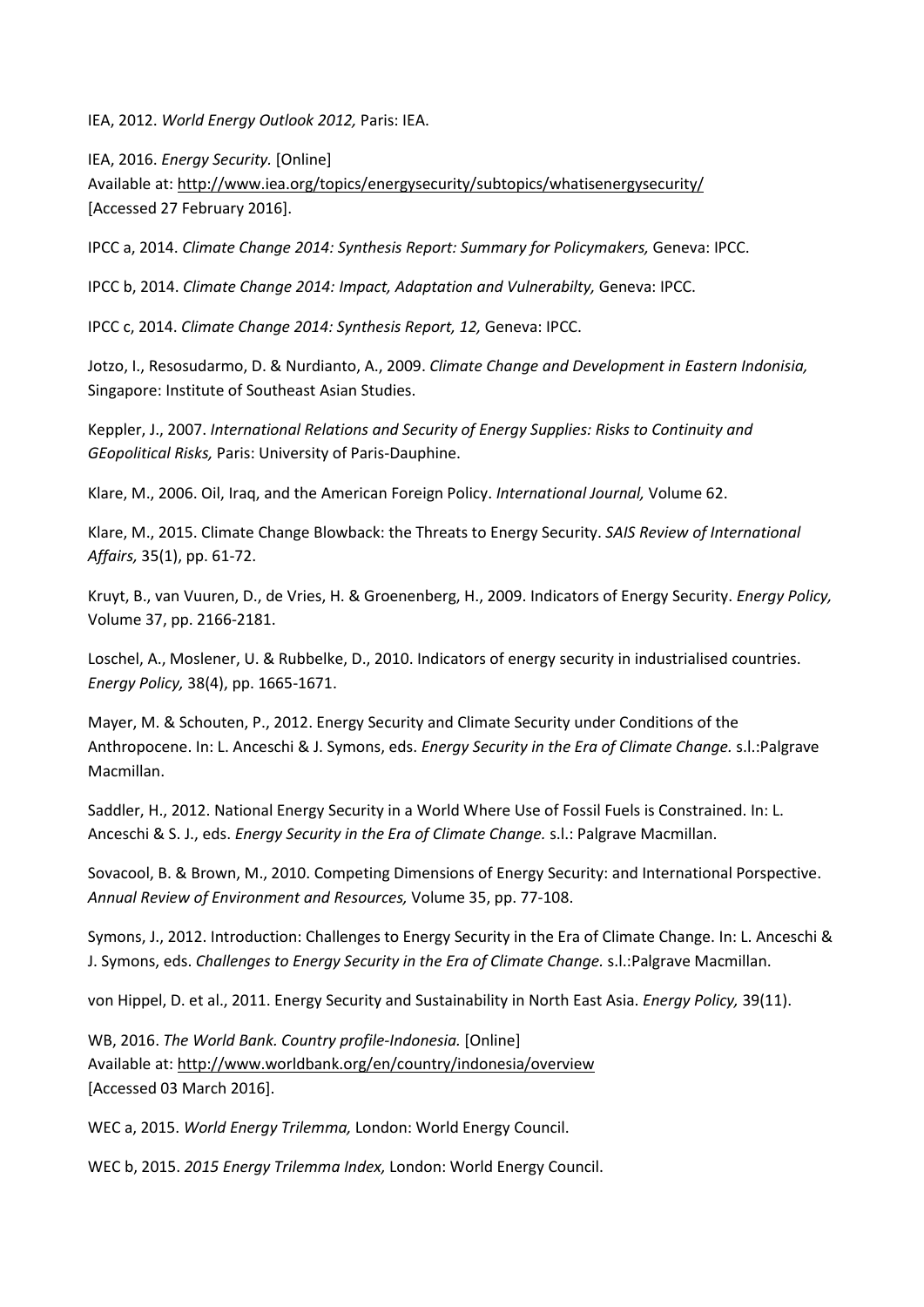IEA, 2012. *World Energy Outlook 2012,* Paris: IEA.

IEA, 2016. *Energy Security.* [Online]
Available at: http://www.iea.org/topics/energysecurity/subtopics/whatisenergysecurity/
[Accessed 27 February 2016].

IPCC a, 2014. *Climate Change 2014: Synthesis Report: Summary for Policymakers,* Geneva: IPCC.

IPCC b, 2014. *Climate Change 2014: Impact, Adaptation and Vulnerabilty,* Geneva: IPCC.

IPCC c, 2014. *Climate Change 2014: Synthesis Report, 12,* Geneva: IPCC.

Jotzo, I., Resosudarmo, D. & Nurdianto, A., 2009. *Climate Change and Development in Eastern Indonisia,* Singapore: Institute of Southeast Asian Studies.

Keppler, J., 2007. *International Relations and Security of Energy Supplies: Risks to Continuity and GEopolitical Risks,* Paris: University of Paris-Dauphine.

Klare, M., 2006. Oil, Iraq, and the American Foreign Policy. *International Journal,* Volume 62.

Klare, M., 2015. Climate Change Blowback: the Threats to Energy Security. *SAIS Review of International Affairs,* 35(1), pp. 61-72.

Kruyt, B., van Vuuren, D., de Vries, H. & Groenenberg, H., 2009. Indicators of Energy Security. *Energy Policy,* Volume 37, pp. 2166-2181.

Loschel, A., Moslener, U. & Rubbelke, D., 2010. Indicators of energy security in industrialised countries. *Energy Policy,* 38(4), pp. 1665-1671.

Mayer, M. & Schouten, P., 2012. Energy Security and Climate Security under Conditions of the Anthropocene. In: L. Anceschi & J. Symons, eds. *Energy Security in the Era of Climate Change.* s.l.:Palgrave Macmillan.

Saddler, H., 2012. National Energy Security in a World Where Use of Fossil Fuels is Constrained. In: L. Anceschi & S. J., eds. *Energy Security in the Era of Climate Change.* s.l.: Palgrave Macmillan.

Sovacool, B. & Brown, M., 2010. Competing Dimensions of Energy Security: and International Porspective. *Annual Review of Environment and Resources,* Volume 35, pp. 77-108.

Symons, J., 2012. Introduction: Challenges to Energy Security in the Era of Climate Change. In: L. Anceschi & J. Symons, eds. *Challenges to Energy Security in the Era of Climate Change.* s.l.:Palgrave Macmillan.

von Hippel, D. et al., 2011. Energy Security and Sustainability in North East Asia. *Energy Policy,* 39(11).

WB, 2016. *The World Bank. Country profile-Indonesia.* [Online]
Available at: http://www.worldbank.org/en/country/indonesia/overview
[Accessed 03 March 2016].

WEC a, 2015. *World Energy Trilemma,* London: World Energy Council.

WEC b, 2015. *2015 Energy Trilemma Index,* London: World Energy Council.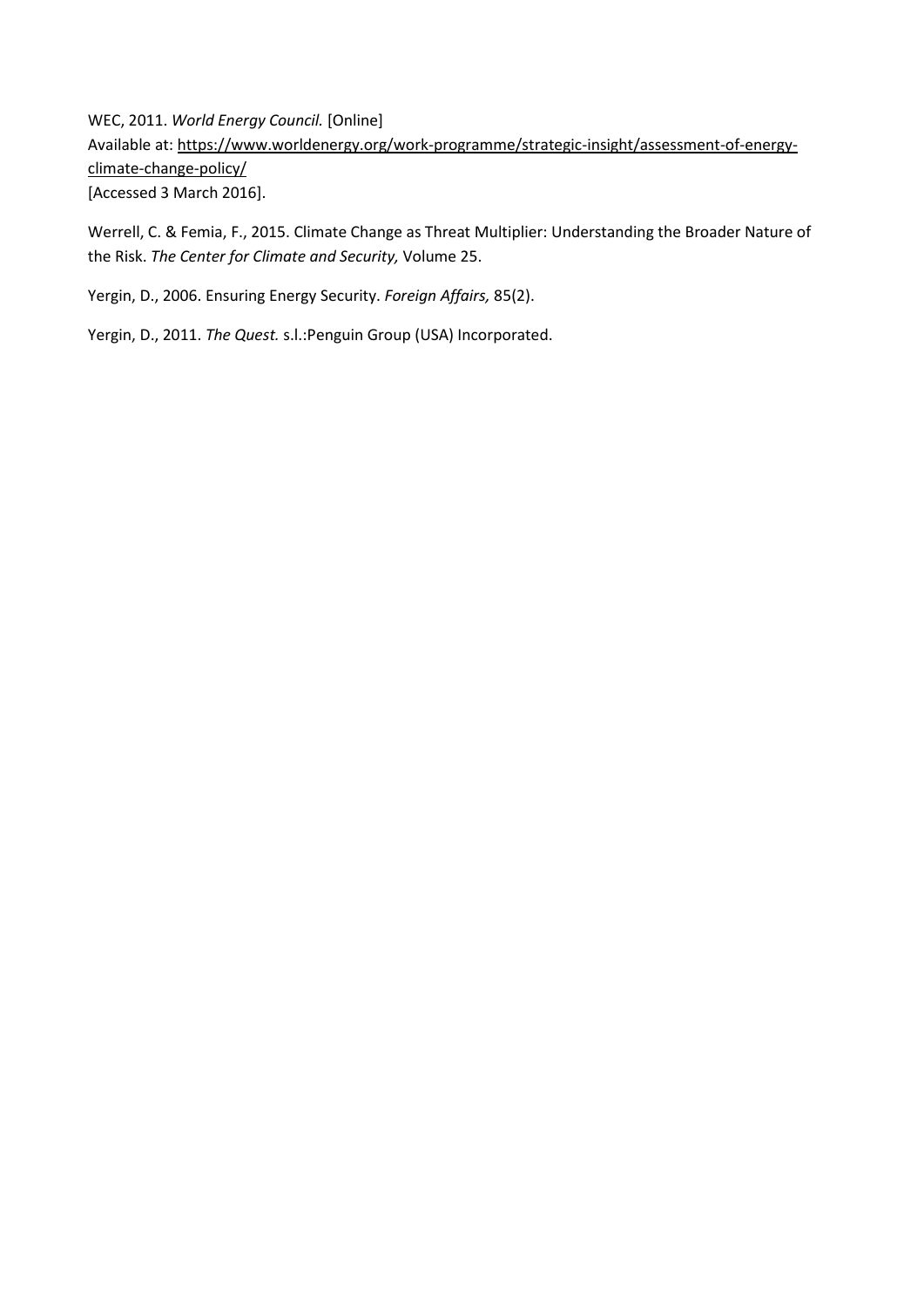WEC, 2011. *World Energy Council.* [Online]
Available at: https://www.worldenergy.org/work-programme/strategic-insight/assessment-of-energy-climate-change-policy/
[Accessed 3 March 2016].

Werrell, C. & Femia, F., 2015. Climate Change as Threat Multiplier: Understanding the Broader Nature of the Risk. *The Center for Climate and Security,* Volume 25.

Yergin, D., 2006. Ensuring Energy Security. *Foreign Affairs,* 85(2).

Yergin, D., 2011. *The Quest.* s.l.:Penguin Group (USA) Incorporated.